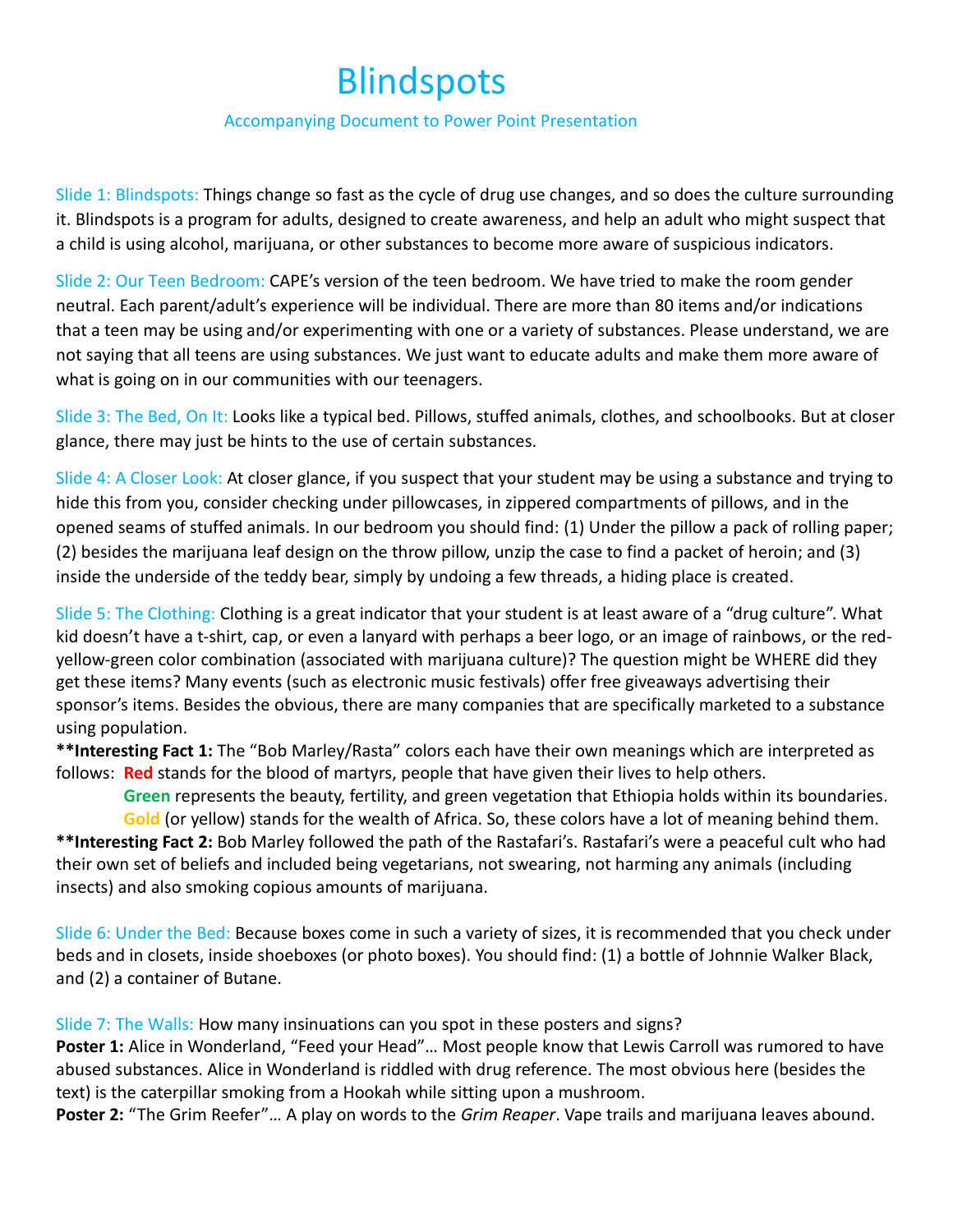# Blindspots

Accompanying Document to Power Point Presentation

Slide 1: Blindspots: Things change so fast as the cycle of drug use changes, and so does the culture surrounding it. Blindspots is a program for adults, designed to create awareness, and help an adult who might suspect that a child is using alcohol, marijuana, or other substances to become more aware of suspicious indicators.

Slide 2: Our Teen Bedroom: CAPE's version of the teen bedroom. We have tried to make the room gender neutral. Each parent/adult's experience will be individual. There are more than 80 items and/or indications that a teen may be using and/or experimenting with one or a variety of substances. Please understand, we are not saying that all teens are using substances. We just want to educate adults and make them more aware of what is going on in our communities with our teenagers.

Slide 3: The Bed, On It: Looks like a typical bed. Pillows, stuffed animals, clothes, and schoolbooks. But at closer glance, there may just be hints to the use of certain substances.

Slide 4: A Closer Look: At closer glance, if you suspect that your student may be using a substance and trying to hide this from you, consider checking under pillowcases, in zippered compartments of pillows, and in the opened seams of stuffed animals. In our bedroom you should find: (1) Under the pillow a pack of rolling paper; (2) besides the marijuana leaf design on the throw pillow, unzip the case to find a packet of heroin; and (3) inside the underside of the teddy bear, simply by undoing a few threads, a hiding place is created.

Slide 5: The Clothing: Clothing is a great indicator that your student is at least aware of a "drug culture". What kid doesn't have a t-shirt, cap, or even a lanyard with perhaps a beer logo, or an image of rainbows, or the red-yellow-green color combination (associated with marijuana culture)? The question might be WHERE did they get these items? Many events (such as electronic music festivals) offer free giveaways advertising their sponsor's items. Besides the obvious, there are many companies that are specifically marketed to a substance using population.

**\*\*Interesting Fact 1:** The "Bob Marley/Rasta" colors each have their own meanings which are interpreted as follows: **Red** stands for the blood of martyrs, people that have given their lives to help others.

**Green** represents the beauty, fertility, and green vegetation that Ethiopia holds within its boundaries.

**Gold** (or yellow) stands for the wealth of Africa. So, these colors have a lot of meaning behind them.

**\*\*Interesting Fact 2:** Bob Marley followed the path of the Rastafari's. Rastafari's were a peaceful cult who had their own set of beliefs and included being vegetarians, not swearing, not harming any animals (including insects) and also smoking copious amounts of marijuana.

Slide 6: Under the Bed: Because boxes come in such a variety of sizes, it is recommended that you check under beds and in closets, inside shoeboxes (or photo boxes). You should find: (1) a bottle of Johnnie Walker Black, and (2) a container of Butane.

Slide 7: The Walls: How many insinuations can you spot in these posters and signs?

**Poster 1:** Alice in Wonderland, "Feed your Head"… Most people know that Lewis Carroll was rumored to have abused substances. Alice in Wonderland is riddled with drug reference. The most obvious here (besides the text) is the caterpillar smoking from a Hookah while sitting upon a mushroom.

**Poster 2:** "The Grim Reefer"… A play on words to the *Grim Reaper*. Vape trails and marijuana leaves abound.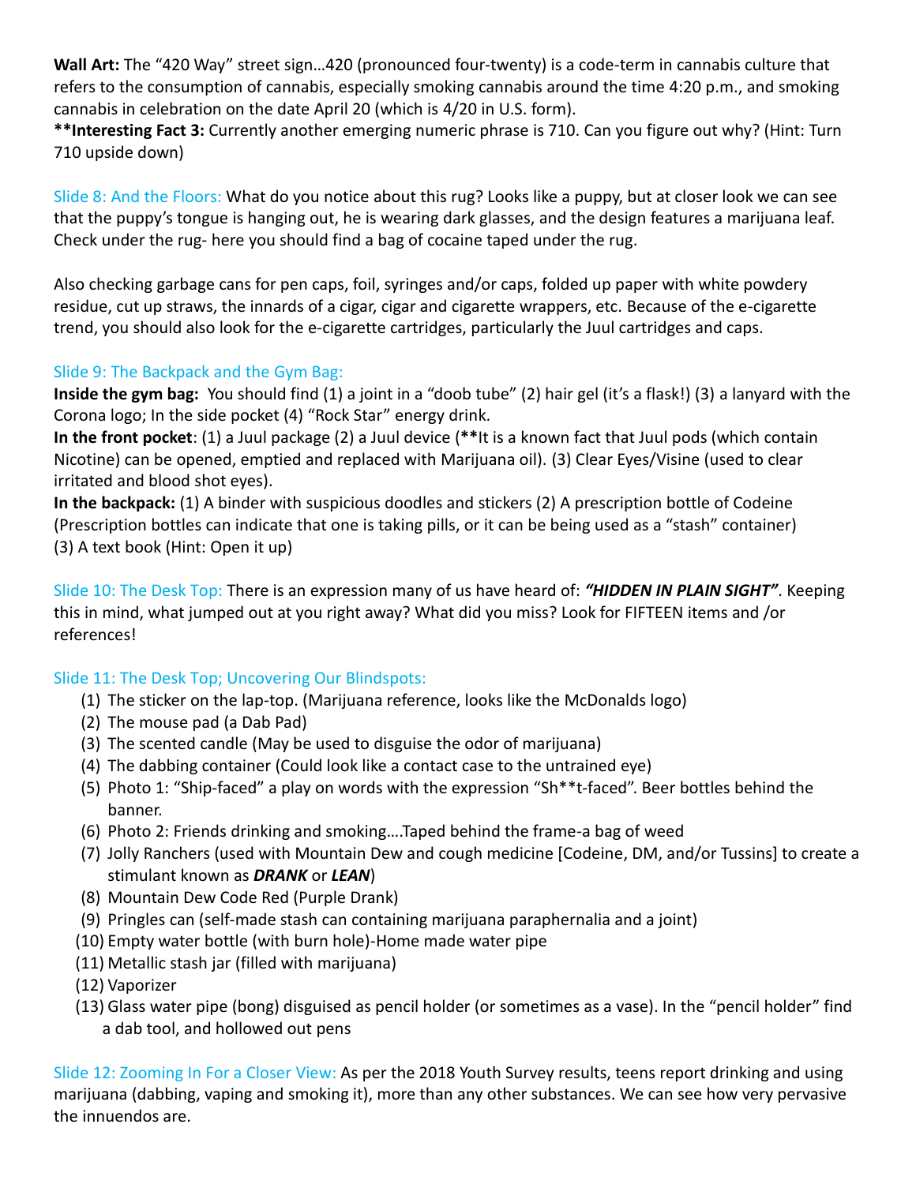**Wall Art:** The "420 Way" street sign…420 (pronounced four-twenty) is a code-term in cannabis culture that refers to the consumption of cannabis, especially smoking cannabis around the time 4:20 p.m., and smoking cannabis in celebration on the date April 20 (which is 4/20 in U.S. form).

****Interesting Fact 3:** Currently another emerging numeric phrase is 710. Can you figure out why? (Hint: Turn 710 upside down)

Slide 8: And the Floors: What do you notice about this rug? Looks like a puppy, but at closer look we can see that the puppy's tongue is hanging out, he is wearing dark glasses, and the design features a marijuana leaf. Check under the rug- here you should find a bag of cocaine taped under the rug.

Also checking garbage cans for pen caps, foil, syringes and/or caps, folded up paper with white powdery residue, cut up straws, the innards of a cigar, cigar and cigarette wrappers, etc. Because of the e-cigarette trend, you should also look for the e-cigarette cartridges, particularly the Juul cartridges and caps.

Slide 9: The Backpack and the Gym Bag:

**Inside the gym bag:** You should find (1) a joint in a "doob tube" (2) hair gel (it's a flask!) (3) a lanyard with the Corona logo; In the side pocket (4) "Rock Star" energy drink.

**In the front pocket**: (1) a Juul package (2) a Juul device (****It is a known fact that Juul pods (which contain Nicotine) can be opened, emptied and replaced with Marijuana oil). (3) Clear Eyes/Visine (used to clear irritated and blood shot eyes).

**In the backpack:** (1) A binder with suspicious doodles and stickers (2) A prescription bottle of Codeine (Prescription bottles can indicate that one is taking pills, or it can be being used as a "stash" container) (3) A text book (Hint: Open it up)

Slide 10: The Desk Top: There is an expression many of us have heard of: ***"HIDDEN IN PLAIN SIGHT"***. Keeping this in mind, what jumped out at you right away? What did you miss? Look for FIFTEEN items and /or references!

Slide 11: The Desk Top; Uncovering Our Blindspots:

(1) The sticker on the lap-top. (Marijuana reference, looks like the McDonalds logo)
(2) The mouse pad (a Dab Pad)
(3) The scented candle (May be used to disguise the odor of marijuana)
(4) The dabbing container (Could look like a contact case to the untrained eye)
(5) Photo 1: "Ship-faced" a play on words with the expression "Sh**t-faced". Beer bottles behind the banner.
(6) Photo 2: Friends drinking and smoking….Taped behind the frame-a bag of weed
(7) Jolly Ranchers (used with Mountain Dew and cough medicine [Codeine, DM, and/or Tussins] to create a stimulant known as ***DRANK*** or ***LEAN***)
(8) Mountain Dew Code Red (Purple Drank)
(9) Pringles can (self-made stash can containing marijuana paraphernalia and a joint)
(10) Empty water bottle (with burn hole)-Home made water pipe
(11) Metallic stash jar (filled with marijuana)
(12) Vaporizer
(13) Glass water pipe (bong) disguised as pencil holder (or sometimes as a vase). In the "pencil holder" find a dab tool, and hollowed out pens

Slide 12: Zooming In For a Closer View: As per the 2018 Youth Survey results, teens report drinking and using marijuana (dabbing, vaping and smoking it), more than any other substances. We can see how very pervasive the innuendos are.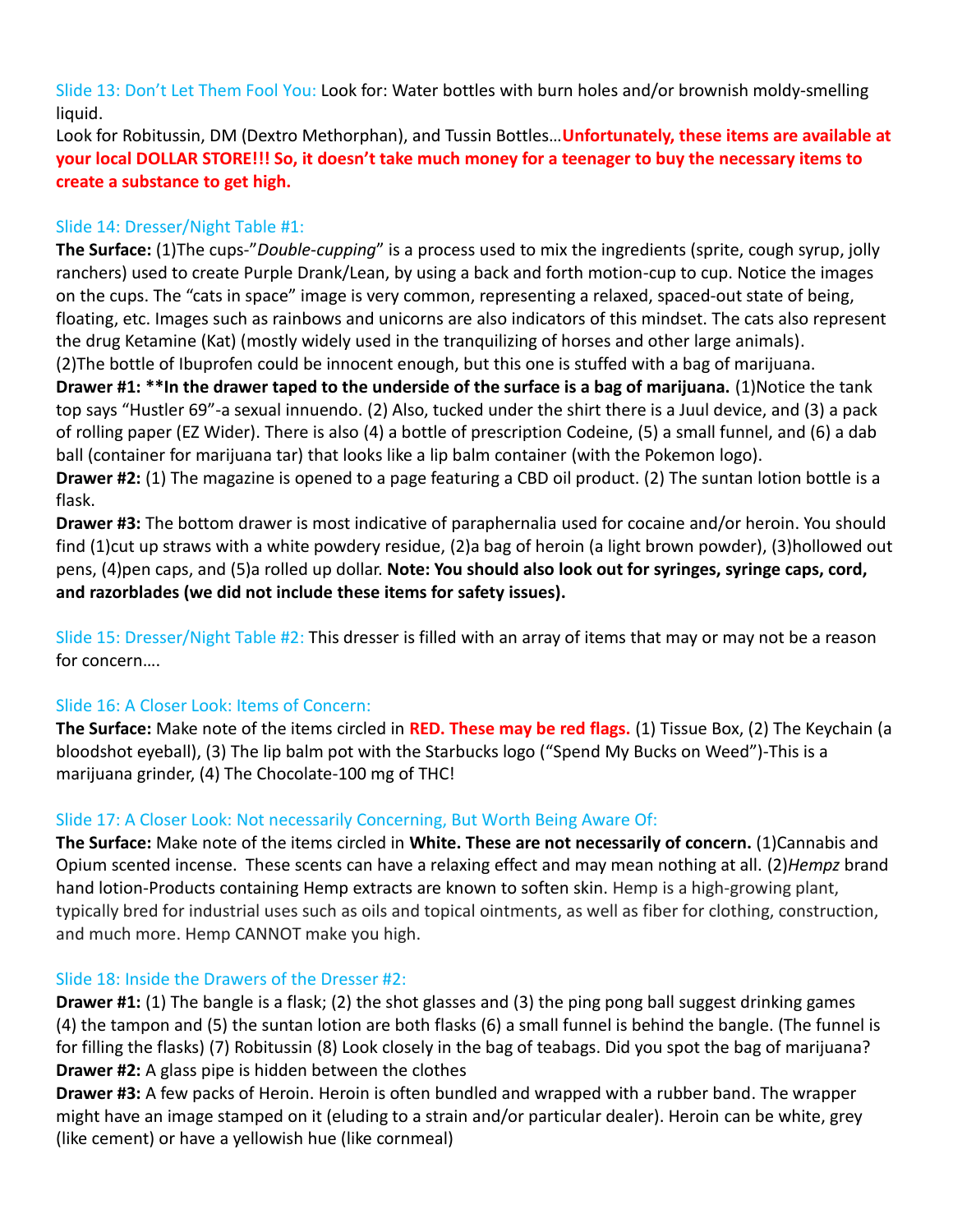Slide 13: Don't Let Them Fool You: Look for: Water bottles with burn holes and/or brownish moldy-smelling liquid.

Look for Robitussin, DM (Dextro Methorphan), and Tussin Bottles…**Unfortunately, these items are available at your local DOLLAR STORE!!! So, it doesn't take much money for a teenager to buy the necessary items to create a substance to get high.**

Slide 14: Dresser/Night Table #1:

**The Surface:** (1)The cups-"*Double-cupping*" is a process used to mix the ingredients (sprite, cough syrup, jolly ranchers) used to create Purple Drank/Lean, by using a back and forth motion-cup to cup. Notice the images on the cups. The "cats in space" image is very common, representing a relaxed, spaced-out state of being, floating, etc. Images such as rainbows and unicorns are also indicators of this mindset. The cats also represent the drug Ketamine (Kat) (mostly widely used in the tranquilizing of horses and other large animals). (2)The bottle of Ibuprofen could be innocent enough, but this one is stuffed with a bag of marijuana.

**Drawer #1: **In the drawer taped to the underside of the surface is a bag of marijuana.** (1)Notice the tank top says "Hustler 69"-a sexual innuendo. (2) Also, tucked under the shirt there is a Juul device, and (3) a pack of rolling paper (EZ Wider). There is also (4) a bottle of prescription Codeine, (5) a small funnel, and (6) a dab ball (container for marijuana tar) that looks like a lip balm container (with the Pokemon logo).

**Drawer #2:** (1) The magazine is opened to a page featuring a CBD oil product. (2) The suntan lotion bottle is a flask.

**Drawer #3:** The bottom drawer is most indicative of paraphernalia used for cocaine and/or heroin. You should find (1)cut up straws with a white powdery residue, (2)a bag of heroin (a light brown powder), (3)hollowed out pens, (4)pen caps, and (5)a rolled up dollar. **Note: You should also look out for syringes, syringe caps, cord, and razorblades (we did not include these items for safety issues).**

Slide 15: Dresser/Night Table #2: This dresser is filled with an array of items that may or may not be a reason for concern….

Slide 16: A Closer Look: Items of Concern:

**The Surface:** Make note of the items circled in **RED. These may be red flags.** (1) Tissue Box, (2) The Keychain (a bloodshot eyeball), (3) The lip balm pot with the Starbucks logo ("Spend My Bucks on Weed")-This is a marijuana grinder, (4) The Chocolate-100 mg of THC!

Slide 17: A Closer Look: Not necessarily Concerning, But Worth Being Aware Of:

**The Surface:** Make note of the items circled in **White. These are not necessarily of concern.** (1)Cannabis and Opium scented incense. These scents can have a relaxing effect and may mean nothing at all. (2)*Hempz* brand hand lotion-Products containing Hemp extracts are known to soften skin. Hemp is a high-growing plant, typically bred for industrial uses such as oils and topical ointments, as well as fiber for clothing, construction, and much more. Hemp CANNOT make you high.

Slide 18: Inside the Drawers of the Dresser #2:

**Drawer #1:** (1) The bangle is a flask; (2) the shot glasses and (3) the ping pong ball suggest drinking games (4) the tampon and (5) the suntan lotion are both flasks (6) a small funnel is behind the bangle. (The funnel is for filling the flasks) (7) Robitussin (8) Look closely in the bag of teabags. Did you spot the bag of marijuana?

**Drawer #2:** A glass pipe is hidden between the clothes

**Drawer #3:** A few packs of Heroin. Heroin is often bundled and wrapped with a rubber band. The wrapper might have an image stamped on it (eluding to a strain and/or particular dealer). Heroin can be white, grey (like cement) or have a yellowish hue (like cornmeal)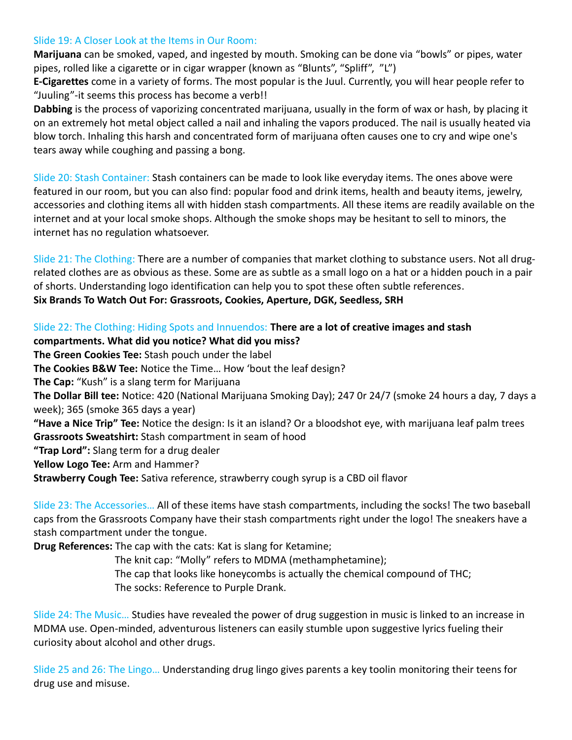Slide 19: A Closer Look at the Items in Our Room:

**Marijuana** can be smoked, vaped, and ingested by mouth. Smoking can be done via "bowls" or pipes, water pipes, rolled like a cigarette or in cigar wrapper (known as "Blunts", "Spliff", "L")

**E-Cigarettes** come in a variety of forms. The most popular is the Juul. Currently, you will hear people refer to "Juuling"-it seems this process has become a verb!!

**Dabbing** is the process of vaporizing concentrated marijuana, usually in the form of wax or hash, by placing it on an extremely hot metal object called a nail and inhaling the vapors produced. The nail is usually heated via blow torch. Inhaling this harsh and concentrated form of marijuana often causes one to cry and wipe one's tears away while coughing and passing a bong.

Slide 20: Stash Container: Stash containers can be made to look like everyday items. The ones above were featured in our room, but you can also find: popular food and drink items, health and beauty items, jewelry, accessories and clothing items all with hidden stash compartments. All these items are readily available on the internet and at your local smoke shops. Although the smoke shops may be hesitant to sell to minors, the internet has no regulation whatsoever.

Slide 21: The Clothing: There are a number of companies that market clothing to substance users. Not all drug-related clothes are as obvious as these. Some are as subtle as a small logo on a hat or a hidden pouch in a pair of shorts. Understanding logo identification can help you to spot these often subtle references.

**Six Brands To Watch Out For: Grassroots, Cookies, Aperture, DGK, Seedless, SRH**

Slide 22: The Clothing: Hiding Spots and Innuendos: **There are a lot of creative images and stash compartments. What did you notice? What did you miss?**

**The Green Cookies Tee:** Stash pouch under the label

**The Cookies B&W Tee:** Notice the Time… How 'bout the leaf design?

**The Cap:** "Kush" is a slang term for Marijuana

**The Dollar Bill tee:** Notice: 420 (National Marijuana Smoking Day); 247 0r 24/7 (smoke 24 hours a day, 7 days a week); 365 (smoke 365 days a year)

**"Have a Nice Trip" Tee:** Notice the design: Is it an island? Or a bloodshot eye, with marijuana leaf palm trees

**Grassroots Sweatshirt:** Stash compartment in seam of hood

**"Trap Lord":** Slang term for a drug dealer

**Yellow Logo Tee:** Arm and Hammer?

**Strawberry Cough Tee:** Sativa reference, strawberry cough syrup is a CBD oil flavor

Slide 23: The Accessories… All of these items have stash compartments, including the socks! The two baseball caps from the Grassroots Company have their stash compartments right under the logo! The sneakers have a stash compartment under the tongue.

**Drug References:** The cap with the cats: Kat is slang for Ketamine;

The knit cap: "Molly" refers to MDMA (methamphetamine);

The cap that looks like honeycombs is actually the chemical compound of THC;

The socks: Reference to Purple Drank.

Slide 24: The Music… Studies have revealed the power of drug suggestion in music is linked to an increase in MDMA use. Open-minded, adventurous listeners can easily stumble upon suggestive lyrics fueling their curiosity about alcohol and other drugs.

Slide 25 and 26: The Lingo… Understanding drug lingo gives parents a key toolin monitoring their teens for drug use and misuse.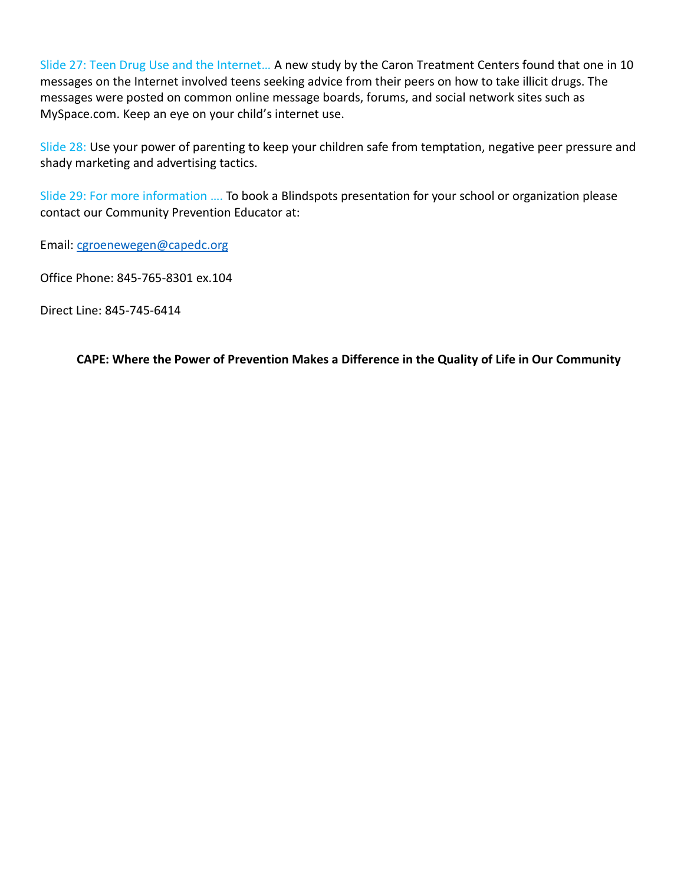Slide 27: Teen Drug Use and the Internet… A new study by the Caron Treatment Centers found that one in 10 messages on the Internet involved teens seeking advice from their peers on how to take illicit drugs. The messages were posted on common online message boards, forums, and social network sites such as MySpace.com. Keep an eye on your child's internet use.

Slide 28: Use your power of parenting to keep your children safe from temptation, negative peer pressure and shady marketing and advertising tactics.

Slide 29: For more information …. To book a Blindspots presentation for your school or organization please contact our Community Prevention Educator at:

Email: cgroenewegen@capedc.org

Office Phone: 845-765-8301 ex.104

Direct Line: 845-745-6414

**CAPE: Where the Power of Prevention Makes a Difference in the Quality of Life in Our Community**